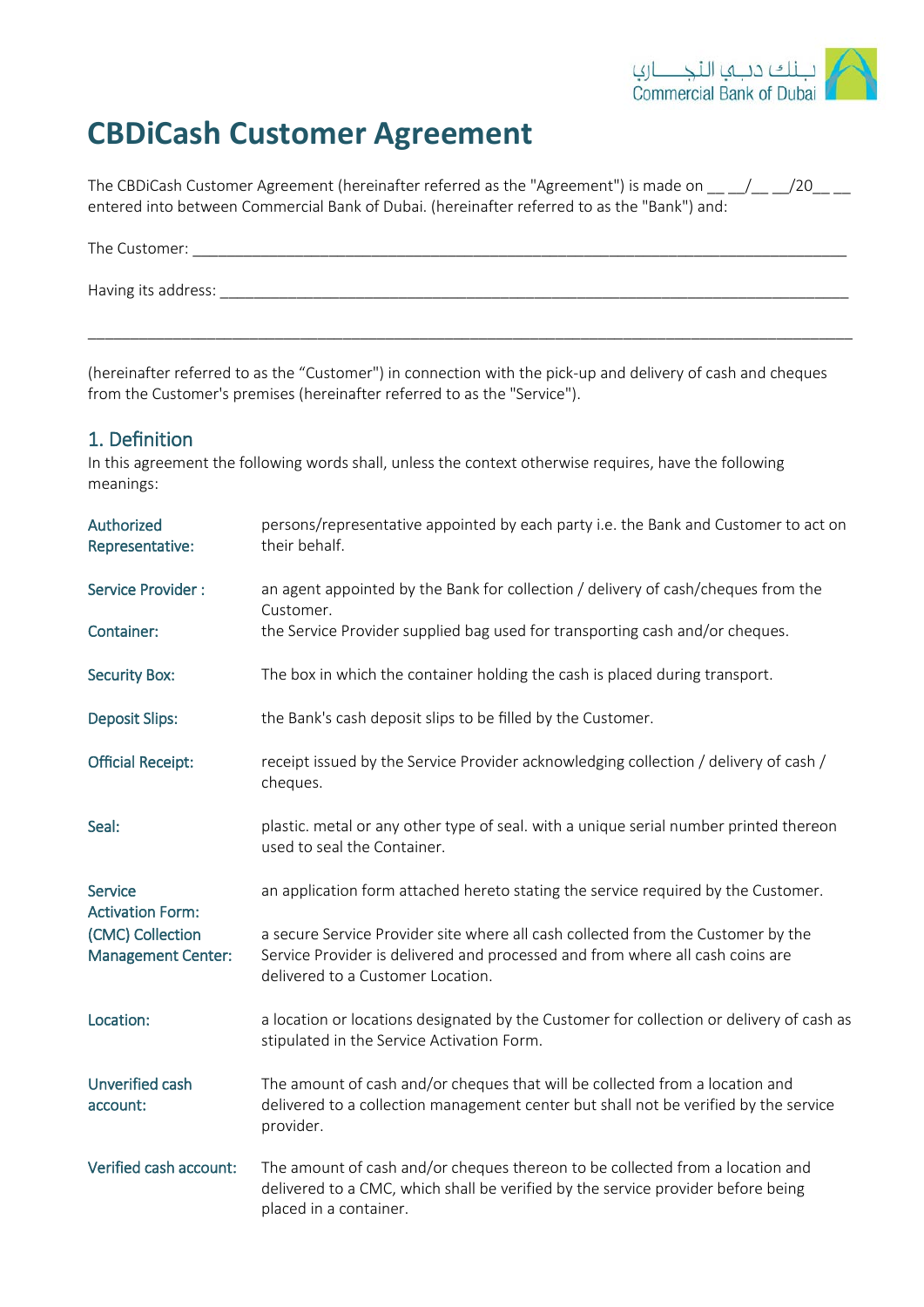# CBDiCash Customer Agreement

The CBDiCash Customer Agreement (hereinafter referred as the "Agreement") is made on __ __/__ __/20__ __ entered into between Commercial Bank of Dubai. (hereinafter referred to as the "Bank") and:

The Customer: ___________________________________________________________________________

Having its address: _______________________________________________________________________

_____________________________________________________________________________________

(hereinafter referred to as the “Customer") in connection with the pick-up and delivery of cash and cheques from the Customer's premises (hereinafter referred to as the "Service").

## 1. Definition

In this agreement the following words shall, unless the context otherwise requires, have the following meanings:

| | |
|---|---|
| Authorized Representative: | persons/representative appointed by each party i.e. the Bank and Customer to act on their behalf. |
| Service Provider : | an agent appointed by the Bank for collection / delivery of cash/cheques from the Customer. |
| Container: | the Service Provider supplied bag used for transporting cash and/or cheques. |
| Security Box: | The box in which the container holding the cash is placed during transport. |
| Deposit Slips: | the Bank's cash deposit slips to be filled by the Customer. |
| Official Receipt: | receipt issued by the Service Provider acknowledging collection / delivery of cash / cheques. |
| Seal: | plastic. metal or any other type of seal. with a unique serial number printed thereon used to seal the Container. |
| Service Activation Form: | an application form attached hereto stating the service required by the Customer. |
| (CMC) Collection Management Center: | a secure Service Provider site where all cash collected from the Customer by the Service Provider is delivered and processed and from where all cash coins are delivered to a Customer Location. |
| Location: | a location or locations designated by the Customer for collection or delivery of cash as stipulated in the Service Activation Form. |
| Unverified cash account: | The amount of cash and/or cheques that will be collected from a location and delivered to a collection management center but shall not be verified by the service provider. |
| Verified cash account: | The amount of cash and/or cheques thereon to be collected from a location and delivered to a CMC, which shall be verified by the service provider before being placed in a container. |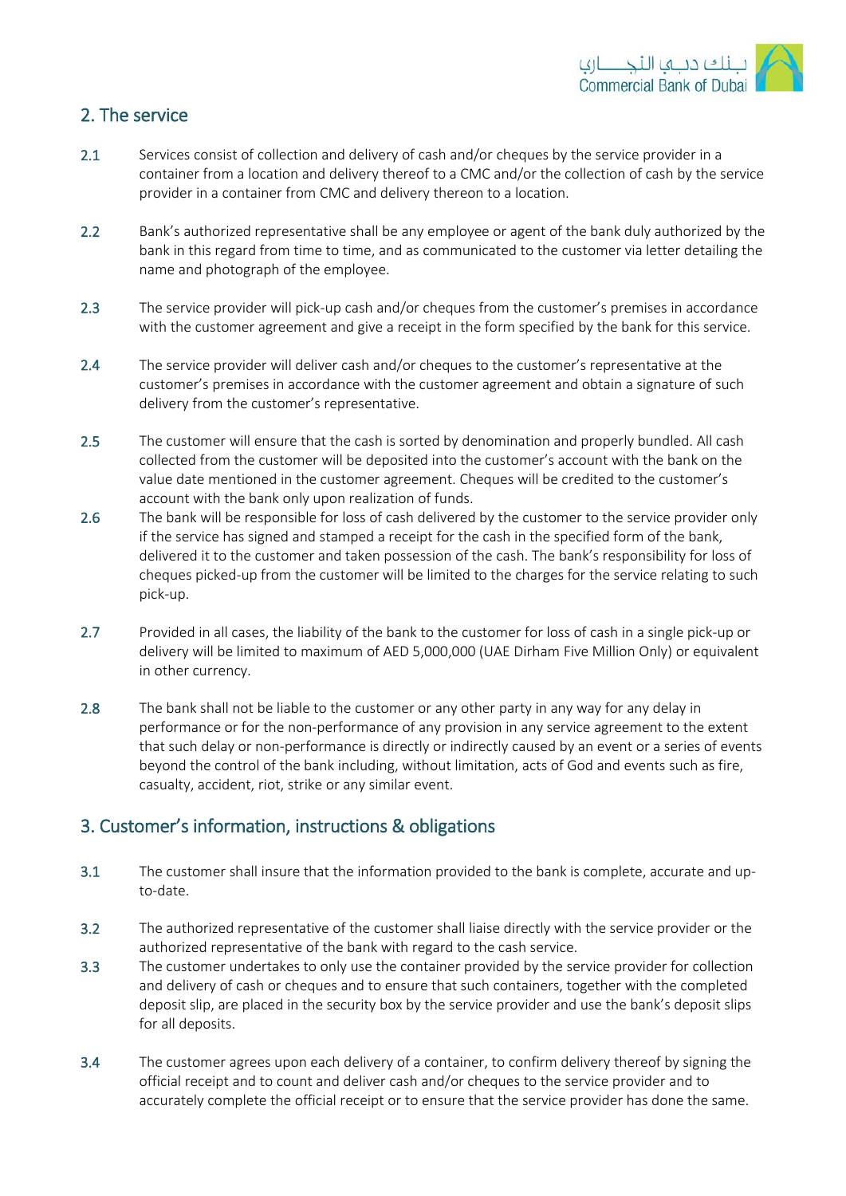## 2. The service

2.1 Services consist of collection and delivery of cash and/or cheques by the service provider in a container from a location and delivery thereof to a CMC and/or the collection of cash by the service provider in a container from CMC and delivery thereon to a location.

2.2 Bank's authorized representative shall be any employee or agent of the bank duly authorized by the bank in this regard from time to time, and as communicated to the customer via letter detailing the name and photograph of the employee.

2.3 The service provider will pick-up cash and/or cheques from the customer's premises in accordance with the customer agreement and give a receipt in the form specified by the bank for this service.

2.4 The service provider will deliver cash and/or cheques to the customer's representative at the customer's premises in accordance with the customer agreement and obtain a signature of such delivery from the customer's representative.

2.5 The customer will ensure that the cash is sorted by denomination and properly bundled. All cash collected from the customer will be deposited into the customer's account with the bank on the value date mentioned in the customer agreement. Cheques will be credited to the customer's account with the bank only upon realization of funds.

2.6 The bank will be responsible for loss of cash delivered by the customer to the service provider only if the service has signed and stamped a receipt for the cash in the specified form of the bank, delivered it to the customer and taken possession of the cash. The bank's responsibility for loss of cheques picked-up from the customer will be limited to the charges for the service relating to such pick-up.

2.7 Provided in all cases, the liability of the bank to the customer for loss of cash in a single pick-up or delivery will be limited to maximum of AED 5,000,000 (UAE Dirham Five Million Only) or equivalent in other currency.

2.8 The bank shall not be liable to the customer or any other party in any way for any delay in performance or for the non-performance of any provision in any service agreement to the extent that such delay or non-performance is directly or indirectly caused by an event or a series of events beyond the control of the bank including, without limitation, acts of God and events such as fire, casualty, accident, riot, strike or any similar event.

## 3. Customer's information, instructions & obligations

3.1 The customer shall insure that the information provided to the bank is complete, accurate and up-to-date.

3.2 The authorized representative of the customer shall liaise directly with the service provider or the authorized representative of the bank with regard to the cash service.

3.3 The customer undertakes to only use the container provided by the service provider for collection and delivery of cash or cheques and to ensure that such containers, together with the completed deposit slip, are placed in the security box by the service provider and use the bank's deposit slips for all deposits.

3.4 The customer agrees upon each delivery of a container, to confirm delivery thereof by signing the official receipt and to count and deliver cash and/or cheques to the service provider and to accurately complete the official receipt or to ensure that the service provider has done the same.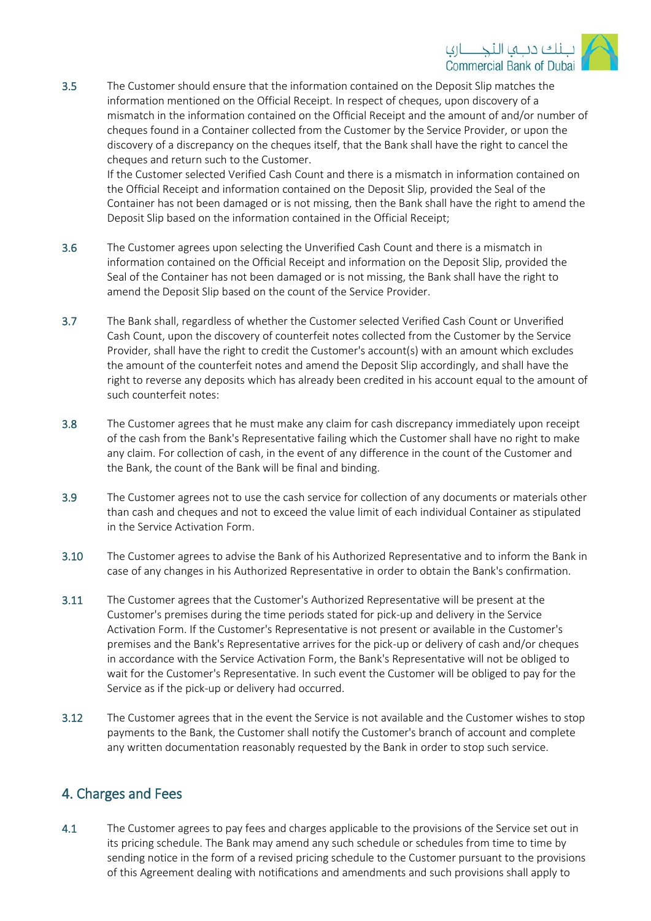3.5 The Customer should ensure that the information contained on the Deposit Slip matches the information mentioned on the Official Receipt. In respect of cheques, upon discovery of a mismatch in the information contained on the Official Receipt and the amount of and/or number of cheques found in a Container collected from the Customer by the Service Provider, or upon the discovery of a discrepancy on the cheques itself, that the Bank shall have the right to cancel the cheques and return such to the Customer.
If the Customer selected Verified Cash Count and there is a mismatch in information contained on the Official Receipt and information contained on the Deposit Slip, provided the Seal of the Container has not been damaged or is not missing, then the Bank shall have the right to amend the Deposit Slip based on the information contained in the Official Receipt;

3.6 The Customer agrees upon selecting the Unverified Cash Count and there is a mismatch in information contained on the Official Receipt and information on the Deposit Slip, provided the Seal of the Container has not been damaged or is not missing, the Bank shall have the right to amend the Deposit Slip based on the count of the Service Provider.

3.7 The Bank shall, regardless of whether the Customer selected Verified Cash Count or Unverified Cash Count, upon the discovery of counterfeit notes collected from the Customer by the Service Provider, shall have the right to credit the Customer's account(s) with an amount which excludes the amount of the counterfeit notes and amend the Deposit Slip accordingly, and shall have the right to reverse any deposits which has already been credited in his account equal to the amount of such counterfeit notes:

3.8 The Customer agrees that he must make any claim for cash discrepancy immediately upon receipt of the cash from the Bank's Representative failing which the Customer shall have no right to make any claim. For collection of cash, in the event of any difference in the count of the Customer and the Bank, the count of the Bank will be final and binding.

3.9 The Customer agrees not to use the cash service for collection of any documents or materials other than cash and cheques and not to exceed the value limit of each individual Container as stipulated in the Service Activation Form.

3.10 The Customer agrees to advise the Bank of his Authorized Representative and to inform the Bank in case of any changes in his Authorized Representative in order to obtain the Bank's confirmation.

3.11 The Customer agrees that the Customer's Authorized Representative will be present at the Customer's premises during the time periods stated for pick-up and delivery in the Service Activation Form. If the Customer's Representative is not present or available in the Customer's premises and the Bank's Representative arrives for the pick-up or delivery of cash and/or cheques in accordance with the Service Activation Form, the Bank's Representative will not be obliged to wait for the Customer's Representative. In such event the Customer will be obliged to pay for the Service as if the pick-up or delivery had occurred.

3.12 The Customer agrees that in the event the Service is not available and the Customer wishes to stop payments to the Bank, the Customer shall notify the Customer's branch of account and complete any written documentation reasonably requested by the Bank in order to stop such service.

## 4. Charges and Fees

4.1 The Customer agrees to pay fees and charges applicable to the provisions of the Service set out in its pricing schedule. The Bank may amend any such schedule or schedules from time to time by sending notice in the form of a revised pricing schedule to the Customer pursuant to the provisions of this Agreement dealing with notifications and amendments and such provisions shall apply to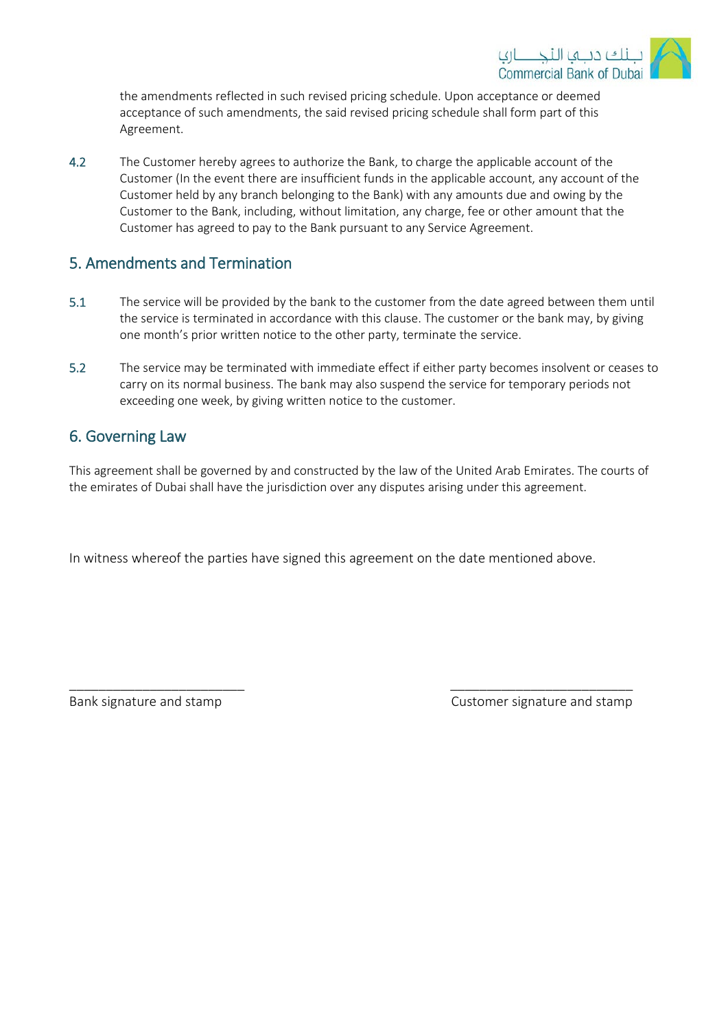the amendments reflected in such revised pricing schedule. Upon acceptance or deemed acceptance of such amendments, the said revised pricing schedule shall form part of this Agreement.

4.2 The Customer hereby agrees to authorize the Bank, to charge the applicable account of the Customer (In the event there are insufficient funds in the applicable account, any account of the Customer held by any branch belonging to the Bank) with any amounts due and owing by the Customer to the Bank, including, without limitation, any charge, fee or other amount that the Customer has agreed to pay to the Bank pursuant to any Service Agreement.

## 5. Amendments and Termination

5.1 The service will be provided by the bank to the customer from the date agreed between them until the service is terminated in accordance with this clause. The customer or the bank may, by giving one month's prior written notice to the other party, terminate the service.

5.2 The service may be terminated with immediate effect if either party becomes insolvent or ceases to carry on its normal business. The bank may also suspend the service for temporary periods not exceeding one week, by giving written notice to the customer.

## 6. Governing Law

This agreement shall be governed by and constructed by the law of the United Arab Emirates. The courts of the emirates of Dubai shall have the jurisdiction over any disputes arising under this agreement.

In witness whereof the parties have signed this agreement on the date mentioned above.

\_\_\_\_\_\_\_\_\_\_\_\_\_\_\_\_\_\_\_\_\_\_\_\_\_\_
Bank signature and stamp

\_\_\_\_\_\_\_\_\_\_\_\_\_\_\_\_\_\_\_\_\_\_\_\_\_\_
Customer signature and stamp